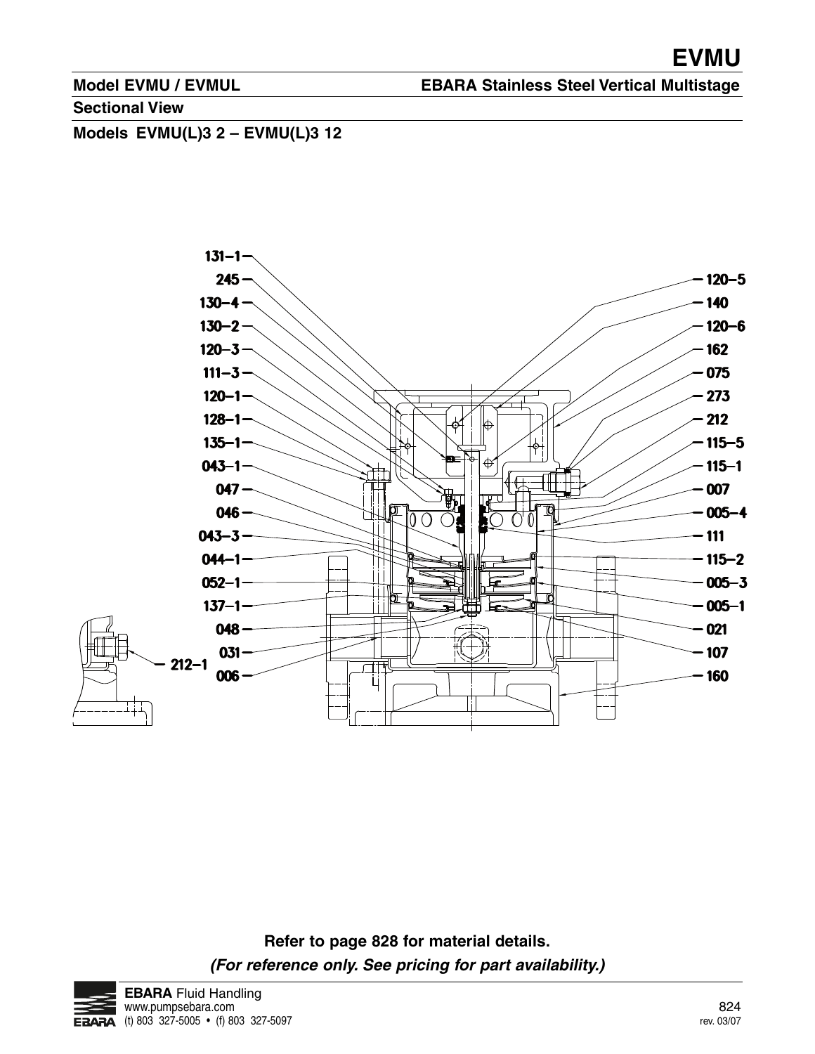# EVMU

**Model EVMU / EVMUL** **EBARA Stainless Steel Vertical Multistage**

**Sectional View**

**Models EVMU(L)3 2 – EVMU(L)3 12**

131–1
245
130–4
130–2
120–3
111–3
120–1
128–1
135–1
043–1
047
046
043–3
044–1
052–1
137–1
048
031
006
212–1

120–5
140
120–6
162
075
273
212
115–5
115–1
007
005–4
111
115–2
005–3
005–1
021
107
160

**Refer to page 828 for material details.**

***(For reference only. See pricing for part availability.)***

**EBARA** Fluid Handling
www.pumpsebara.com
(t) 803 327-5005 • (f) 803 327-5097

rev. 03/07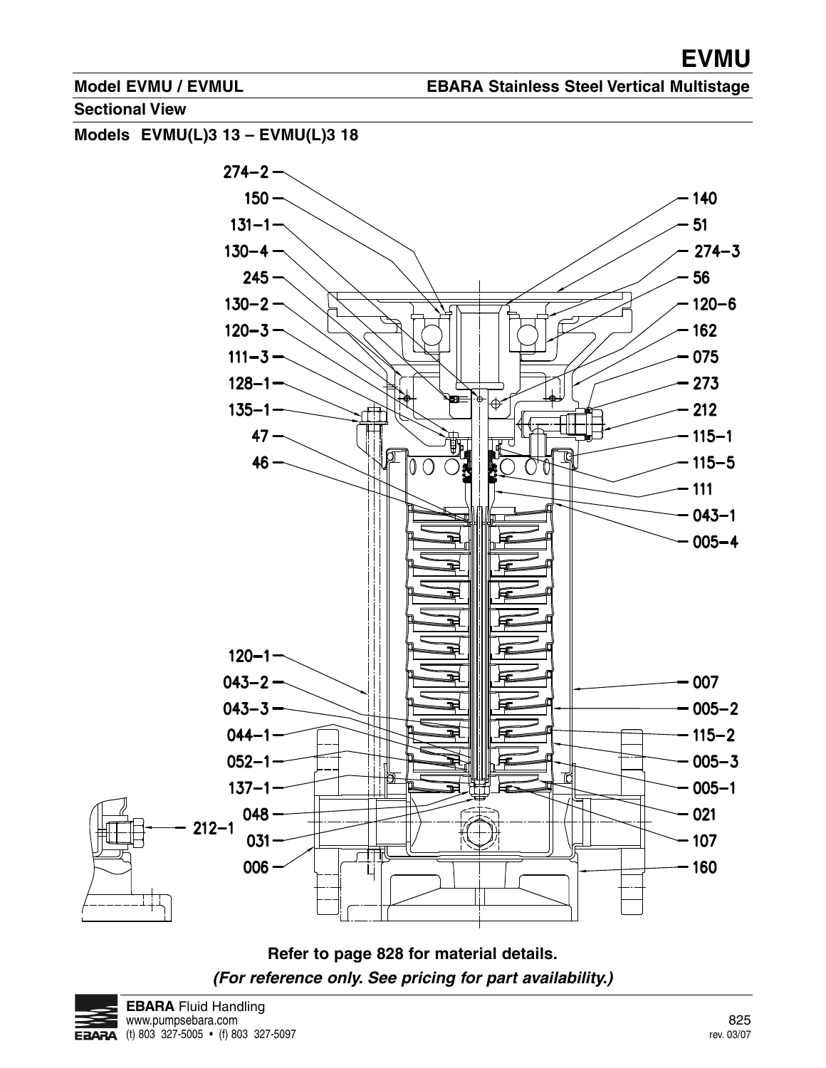# EVMU

**Model EVMU / EVMUL** **EBARA Stainless Steel Vertical Multistage**

**Sectional View**

**Models EVMU(L)3 13 – EVMU(L)3 18**

274-2
150
131-1
130-4
245
130-2
120-3
111-3
128-1
135-1
47
46
120-1
043-2
043-3
044-1
052-1
137-1
048
212-1
031
006

140
51
274-3
56
120-6
162
075
273
212
115-1
115-5
111
043-1
005-4
007
005-2
115-2
005-3
005-1
021
107
160

**Refer to page 828 for material details.**

***(For reference only. See pricing for part availability.)***

**EBARA** Fluid Handling
www.pumpsebara.com
(t) 803 327-5005 • (f) 803 327-5097

rev. 03/07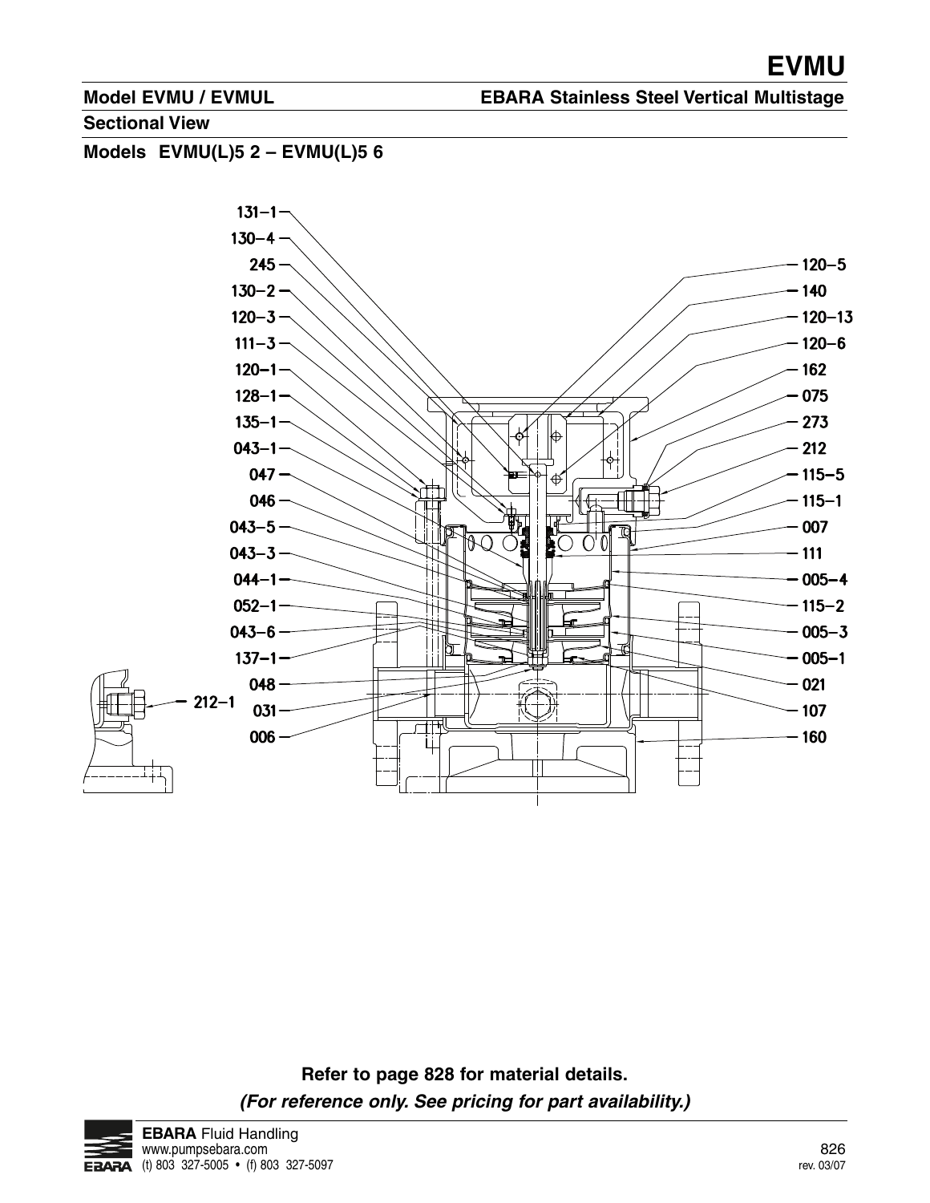## Model EVMU / EVMUL

**EBARA Stainless Steel Vertical Multistage**

### Sectional View

### Models EVMU(L)5 2 – EVMU(L)5 6

131-1
130-4
245
130-2
120-3
111-3
120-1
128-1
135-1
043-1
047
046
043-5
043-3
044-1
052-1
043-6
137-1
048
031
006
212-1

120-5
140
120-13
120-6
162
075
273
212
115-5
115-1
007
111
005-4
115-2
005-3
005-1
021
107
160

**Refer to page 828 for material details.**

***(For reference only. See pricing for part availability.)***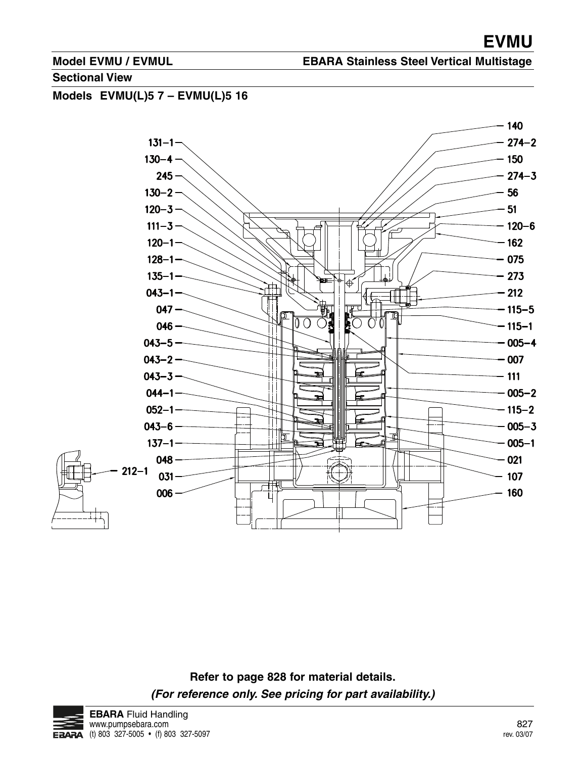## Model EVMU / EVMUL

**EBARA Stainless Steel Vertical Multistage**

### Sectional View

### Models EVMU(L)5 7 – EVMU(L)5 16

131–1
130–4
245
130–2
120–3
111–3
120–1
128–1
135–1
043–1
047
046
043–5
043–2
043–3
044–1
052–1
043–6
137–1
048
031
006
212–1

140
274–2
150
274–3
56
51
120–6
162
075
273
212
115–5
115–1
005–4
007
111
005–2
115–2
005–3
005–1
021
107
160

**Refer to page 828 for material details.**

***(For reference only. See pricing for part availability.)***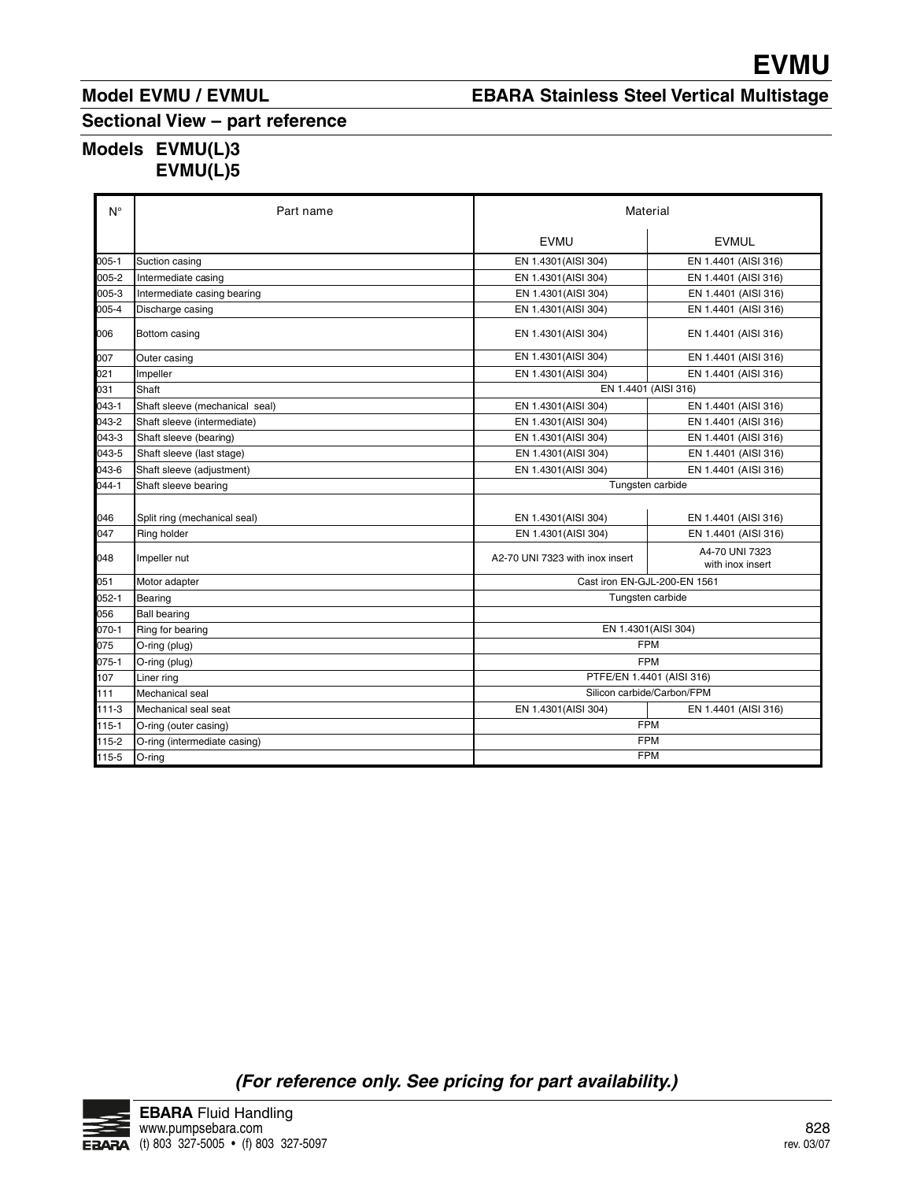## Model EVMU / EVMUL

## EBARA Stainless Steel Vertical Multistage

### Sectional View – part reference

### Models EVMU(L)3 EVMU(L)5

| N° | Part name | Material | |
|---|---|---|---|
| | | EVMU | EVMUL |
| 005-1 | Suction casing | EN 1.4301(AISI 304) | EN 1.4401 (AISI 316) |
| 005-2 | Intermediate casing | EN 1.4301(AISI 304) | EN 1.4401 (AISI 316) |
| 005-3 | Intermediate casing bearing | EN 1.4301(AISI 304) | EN 1.4401 (AISI 316) |
| 005-4 | Discharge casing | EN 1.4301(AISI 304) | EN 1.4401 (AISI 316) |
| 006 | Bottom casing | EN 1.4301(AISI 304) | EN 1.4401 (AISI 316) |
| 007 | Outer casing | EN 1.4301(AISI 304) | EN 1.4401 (AISI 316) |
| 021 | Impeller | EN 1.4301(AISI 304) | EN 1.4401 (AISI 316) |
| 031 | Shaft | EN 1.4401 (AISI 316) | |
| 043-1 | Shaft sleeve (mechanical seal) | EN 1.4301(AISI 304) | EN 1.4401 (AISI 316) |
| 043-2 | Shaft sleeve (intermediate) | EN 1.4301(AISI 304) | EN 1.4401 (AISI 316) |
| 043-3 | Shaft sleeve (bearing) | EN 1.4301(AISI 304) | EN 1.4401 (AISI 316) |
| 043-5 | Shaft sleeve (last stage) | EN 1.4301(AISI 304) | EN 1.4401 (AISI 316) |
| 043-6 | Shaft sleeve (adjustment) | EN 1.4301(AISI 304) | EN 1.4401 (AISI 316) |
| 044-1 | Shaft sleeve bearing | Tungsten carbide | |
| 046 | Split ring (mechanical seal) | EN 1.4301(AISI 304) | EN 1.4401 (AISI 316) |
| 047 | Ring holder | EN 1.4301(AISI 304) | EN 1.4401 (AISI 316) |
| 048 | Impeller nut | A2-70 UNI 7323 with inox insert | A4-70 UNI 7323 with inox insert |
| 051 | Motor adapter | Cast iron EN-GJL-200-EN 1561 | |
| 052-1 | Bearing | Tungsten carbide | |
| 056 | Ball bearing | | |
| 070-1 | Ring for bearing | EN 1.4301(AISI 304) | |
| 075 | O-ring (plug) | FPM | |
| 075-1 | O-ring (plug) | FPM | |
| 107 | Liner ring | PTFE/EN 1.4401 (AISI 316) | |
| 111 | Mechanical seal | Silicon carbide/Carbon/FPM | |
| 111-3 | Mechanical seal seat | EN 1.4301(AISI 304) | EN 1.4401 (AISI 316) |
| 115-1 | O-ring (outer casing) | FPM | |
| 115-2 | O-ring (intermediate casing) | FPM | |
| 115-5 | O-ring | FPM | |

***(For reference only. See pricing for part availability.)***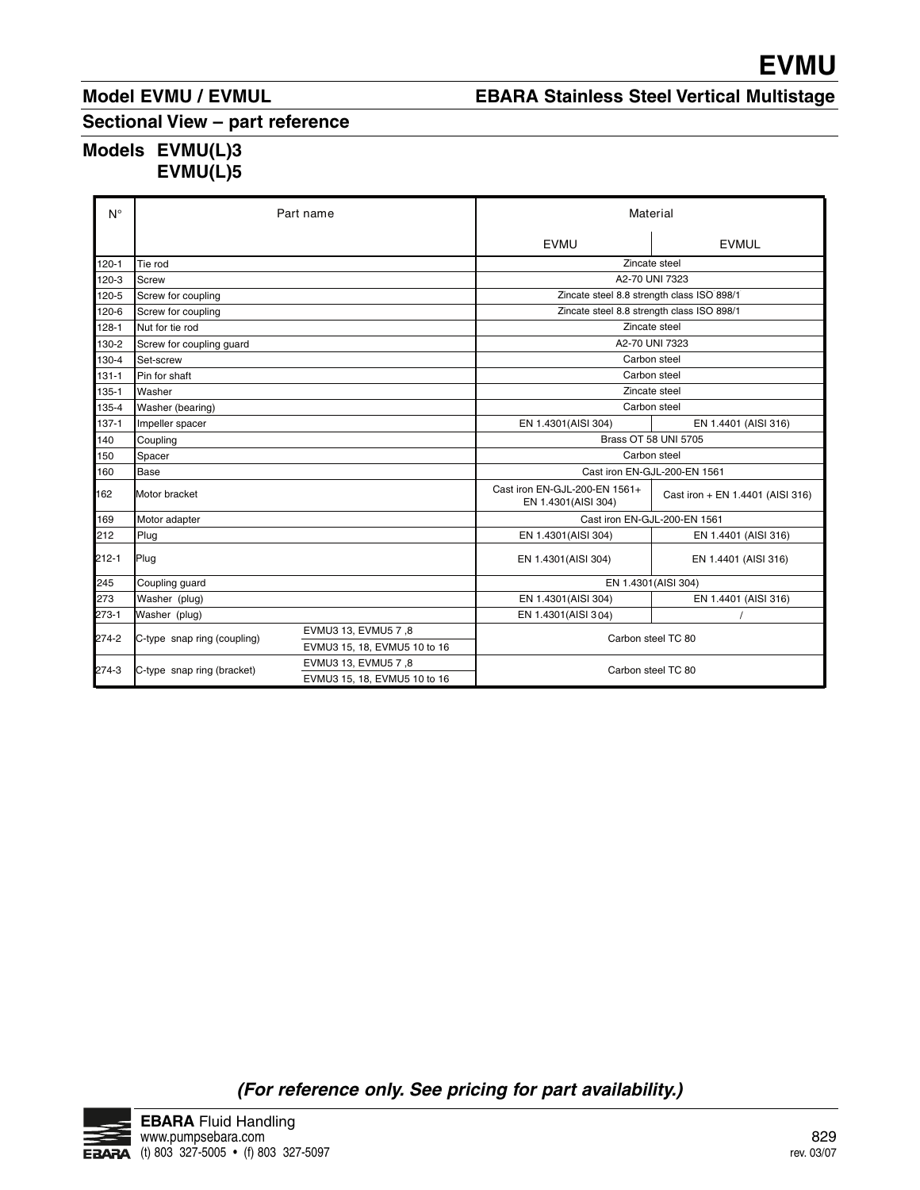## Model EVMU / EVMUL

## EBARA Stainless Steel Vertical Multistage

## Sectional View – part reference

## Models EVMU(L)3 EVMU(L)5

| N° | Part name | | Material | |
|---|---|---|---|---|
| | | | EVMU | EVMUL |
| 120-1 | Tie rod | | Zincate steel | |
| 120-3 | Screw | | A2-70 UNI 7323 | |
| 120-5 | Screw for coupling | | Zincate steel 8.8 strength class ISO 898/1 | |
| 120-6 | Screw for coupling | | Zincate steel 8.8 strength class ISO 898/1 | |
| 128-1 | Nut for tie rod | | Zincate steel | |
| 130-2 | Screw for coupling guard | | A2-70 UNI 7323 | |
| 130-4 | Set-screw | | Carbon steel | |
| 131-1 | Pin for shaft | | Carbon steel | |
| 135-1 | Washer | | Zincate steel | |
| 135-4 | Washer (bearing) | | Carbon steel | |
| 137-1 | Impeller spacer | | EN 1.4301(AISI 304) | EN 1.4401 (AISI 316) |
| 140 | Coupling | | Brass OT 58 UNI 5705 | |
| 150 | Spacer | | Carbon steel | |
| 160 | Base | | Cast iron EN-GJL-200-EN 1561 | |
| 162 | Motor bracket | | Cast iron EN-GJL-200-EN 1561+ EN 1.4301(AISI 304) | Cast iron + EN 1.4401 (AISI 316) |
| 169 | Motor adapter | | Cast iron EN-GJL-200-EN 1561 | |
| 212 | Plug | | EN 1.4301(AISI 304) | EN 1.4401 (AISI 316) |
| 212-1 | Plug | | EN 1.4301(AISI 304) | EN 1.4401 (AISI 316) |
| 245 | Coupling guard | | EN 1.4301(AISI 304) | |
| 273 | Washer (plug) | | EN 1.4301(AISI 304) | EN 1.4401 (AISI 316) |
| 273-1 | Washer (plug) | | EN 1.4301(AISI 304) | / |
| 274-2 | C-type snap ring (coupling) | EVMU3 13, EVMU5 7 ,8 | Carbon steel TC 80 | |
| | | EVMU3 15, 18, EVMU5 10 to 16 | | |
| 274-3 | C-type snap ring (bracket) | EVMU3 13, EVMU5 7 ,8 | Carbon steel TC 80 | |
| | | EVMU3 15, 18, EVMU5 10 to 16 | | |

***(For reference only. See pricing for part availability.)***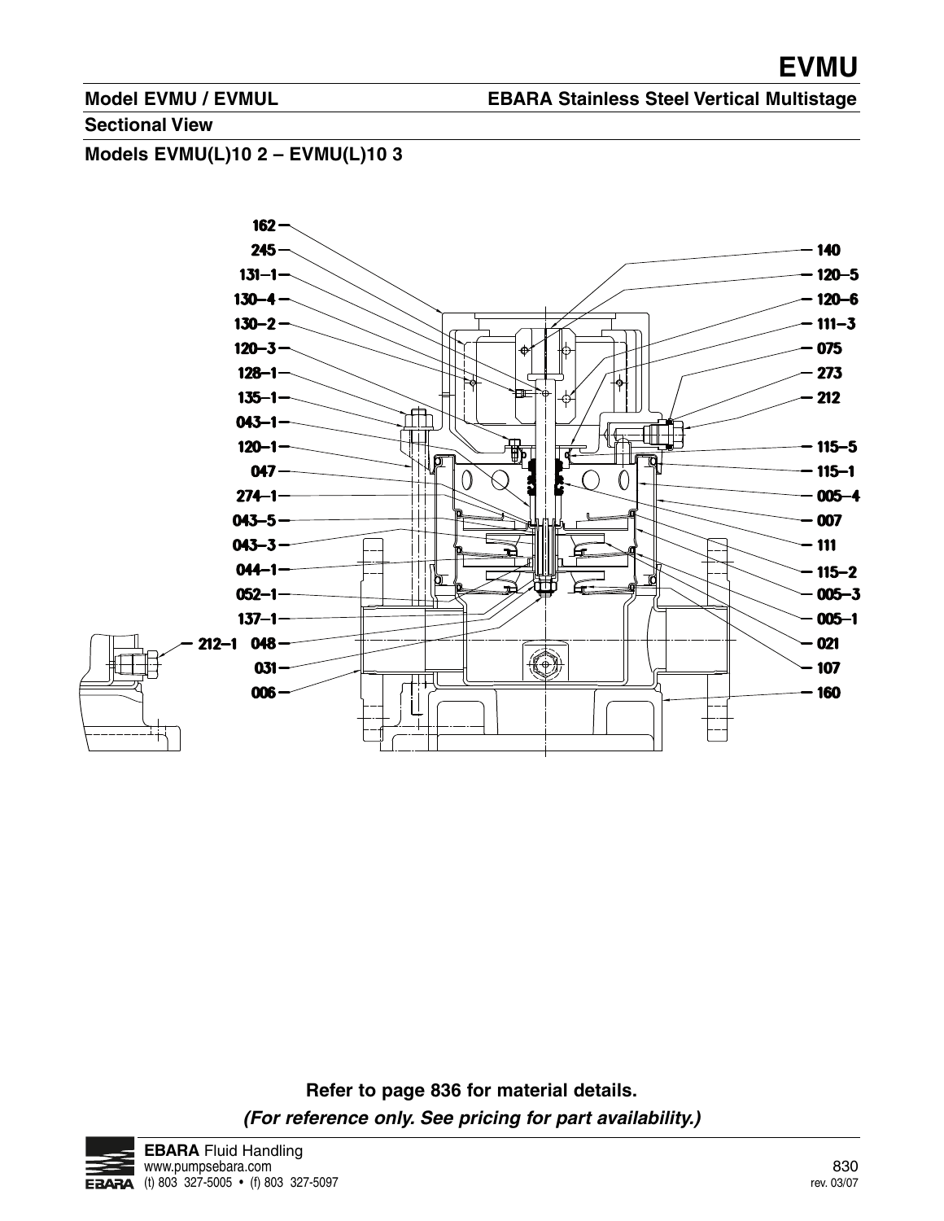# EVMU

**Model EVMU / EVMUL** **EBARA Stainless Steel Vertical Multistage**

**Sectional View**

**Models EVMU(L)10 2 – EVMU(L)10 3**

162
245
131–1
130–4
130–2
120–3
128–1
135–1
043–1
120–1
047
274–1
043–5
043–3
044–1
052–1
137–1
212–1
048
031
006

140
120–5
120–6
111–3
075
273
212
115–5
115–1
005–4
007
111
115–2
005–3
005–1
021
107
160

**Refer to page 836 for material details.**

***(For reference only. See pricing for part availability.)***

**EBARA** Fluid Handling
www.pumpsebara.com
(t) 803 327-5005 • (f) 803 327-5097

rev. 03/07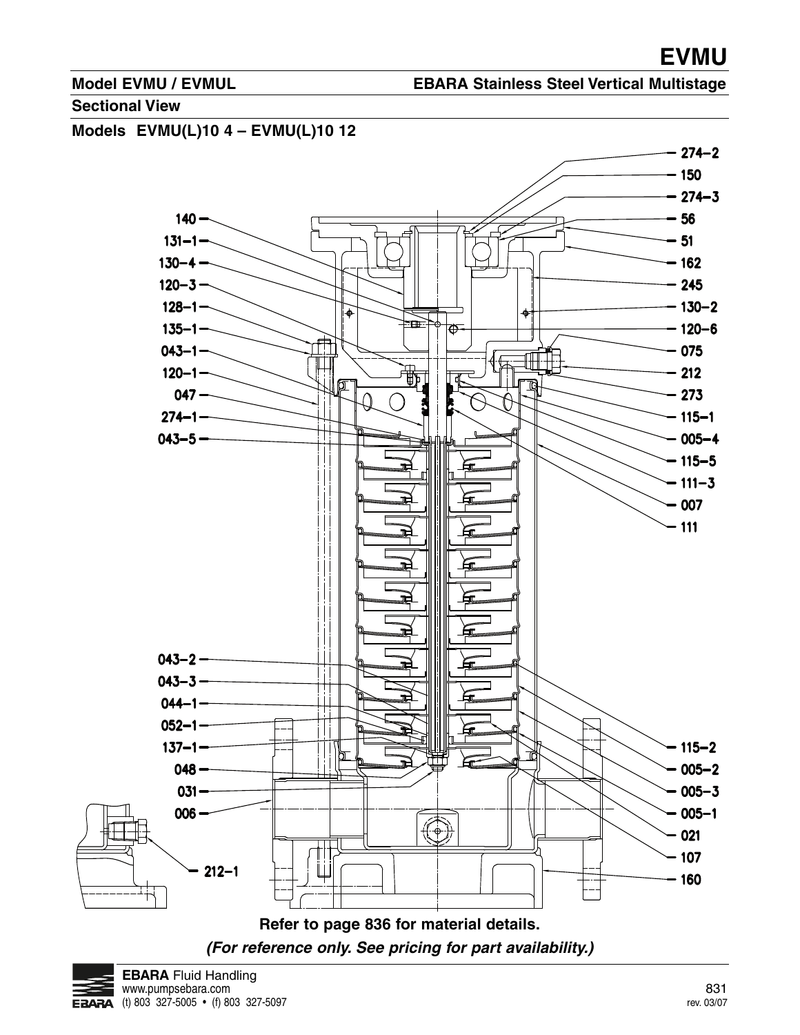## Model EVMU / EVMUL

## EBARA Stainless Steel Vertical Multistage

### Sectional View

### Models EVMU(L)10 4 – EVMU(L)10 12

140
131-1
130-4
120-3
128-1
135-1
043-1
120-1
047
274-1
043-5
043-2
043-3
044-1
052-1
137-1
048
031
006
212-1

274-2
150
274-3
56
51
162
245
130-2
120-6
075
212
273
115-1
005-4
115-5
111-3
007
111
115-2
005-2
005-3
005-1
021
107
160

**Refer to page 836 for material details.**

***(For reference only. See pricing for part availability.)***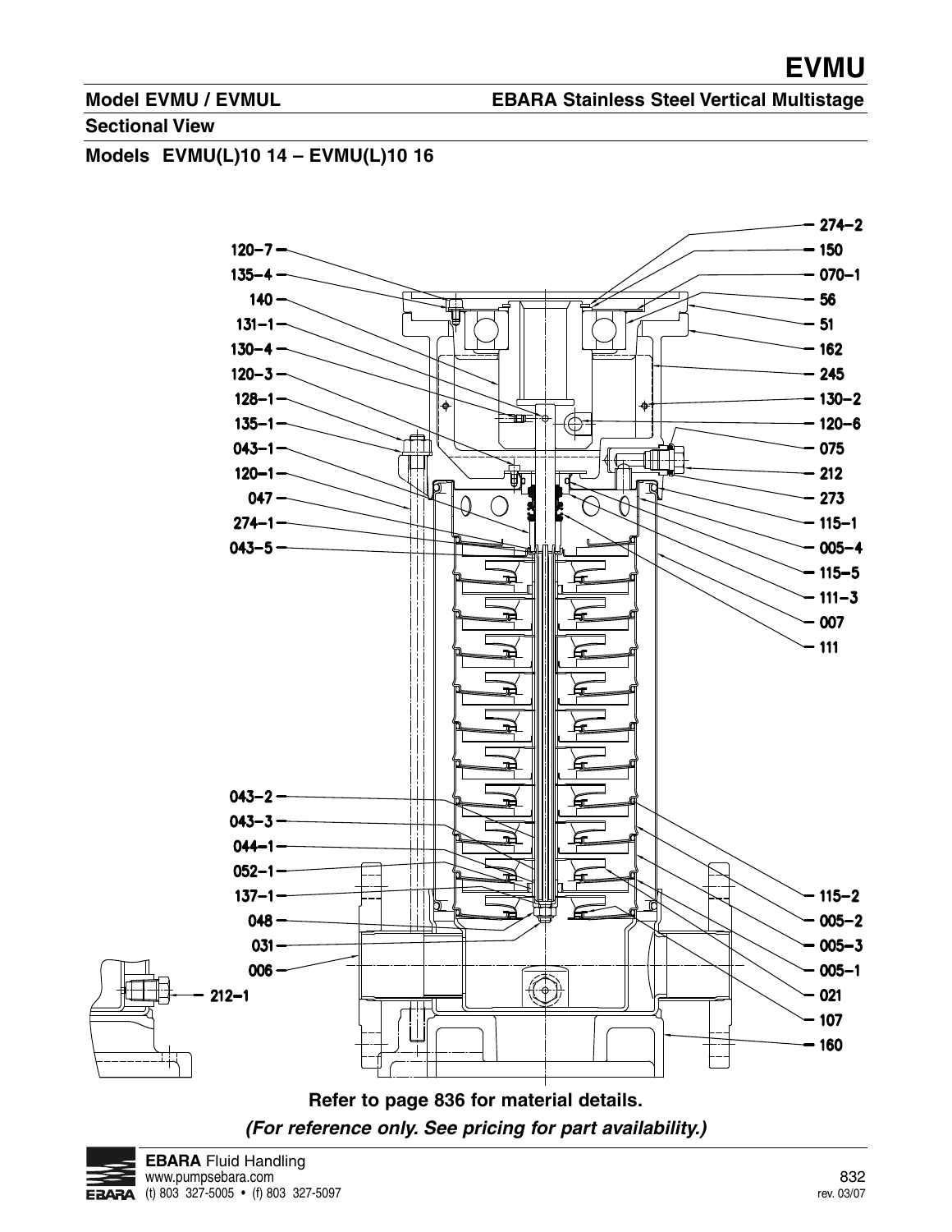# EVMU

**Model EVMU / EVMUL** **EBARA Stainless Steel Vertical Multistage**

**Sectional View**

**Models EVMU(L)10 14 – EVMU(L)10 16**

120–7, 135–4, 140, 131–1, 130–4, 120–3, 128–1, 135–1, 043–1, 120–1, 047, 274–1, 043–5

274–2, 150, 070–1, 56, 51, 162, 245, 130–2, 120–6, 075, 212, 273, 115–1, 005–4, 115–5, 111–3, 007, 111

043–2, 043–3, 044–1, 052–1, 137–1, 048, 031, 006, 212–1

115–2, 005–2, 005–3, 005–1, 021, 107, 160

**Refer to page 836 for material details.**

***(For reference only. See pricing for part availability.)***

**EBARA** Fluid Handling
www.pumpsebara.com
(t) 803 327-5005 • (f) 803 327-5097

rev. 03/07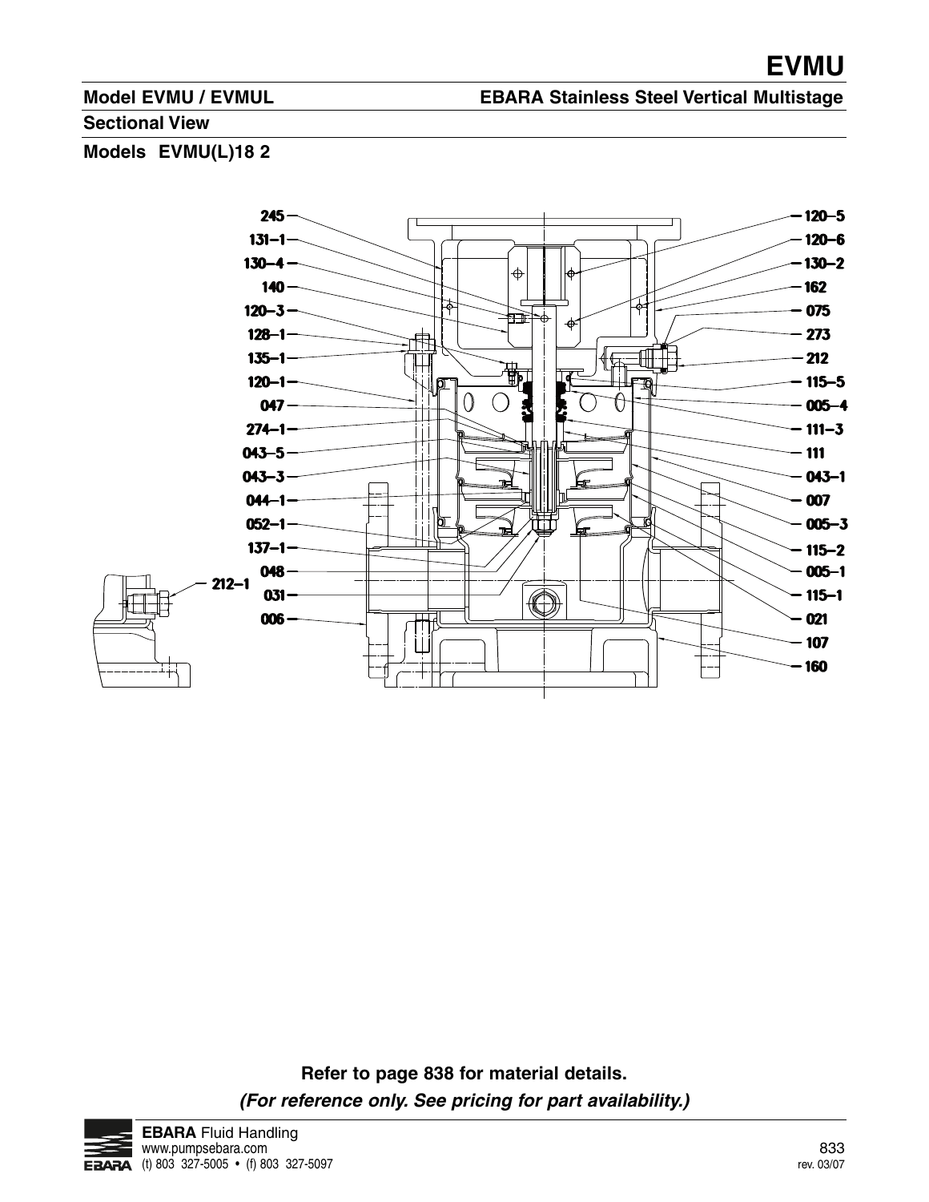# EVMU

**Model EVMU / EVMUL** **EBARA Stainless Steel Vertical Multistage**

**Sectional View**

**Models EVMU(L)18 2**

245, 131-1, 130-4, 140, 120-3, 128-1, 135-1, 120-1, 047, 274-1, 043-5, 043-3, 044-1, 052-1, 137-1, 048, 031, 006, 212-1

120-5, 120-6, 130-2, 162, 075, 273, 212, 115-5, 005-4, 111-3, 111, 043-1, 007, 005-3, 115-2, 005-1, 115-1, 021, 107, 160

**Refer to page 838 for material details.**

***(For reference only. See pricing for part availability.)***

**EBARA** Fluid Handling
www.pumpsebara.com
(t) 803 327-5005 • (f) 803 327-5097

rev. 03/07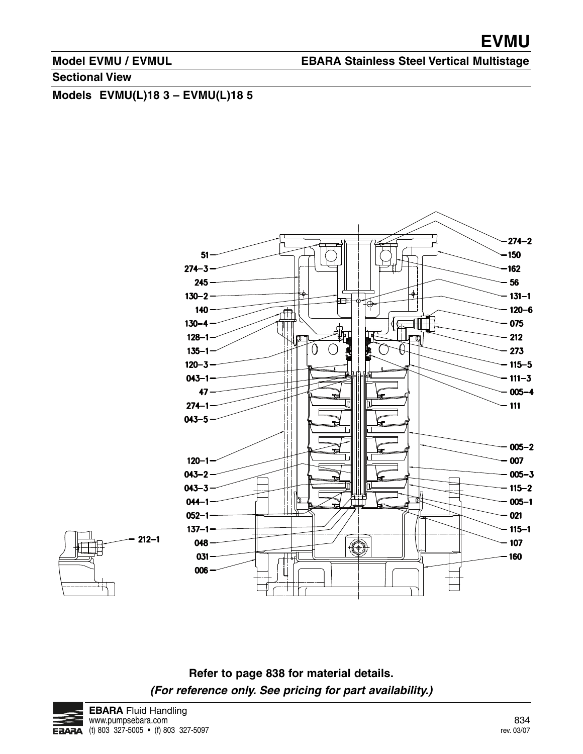# EVMU

**Model EVMU / EVMUL** **EBARA Stainless Steel Vertical Multistage**

**Sectional View**

**Models EVMU(L)18 3 – EVMU(L)18 5**

51, 274-3, 245, 130-2, 140, 130-4, 128-1, 135-1, 120-3, 043-1, 47, 274-1, 043-5, 120-1, 043-2, 043-3, 044-1, 052-1, 137-1, 048, 031, 006, 212-1

274-2, 150, 162, 56, 131-1, 120-6, 075, 212, 273, 115-5, 111-3, 005-4, 111, 005-2, 007, 005-3, 115-2, 005-1, 021, 115-1, 107, 160

**Refer to page 838 for material details.**

***(For reference only. See pricing for part availability.)***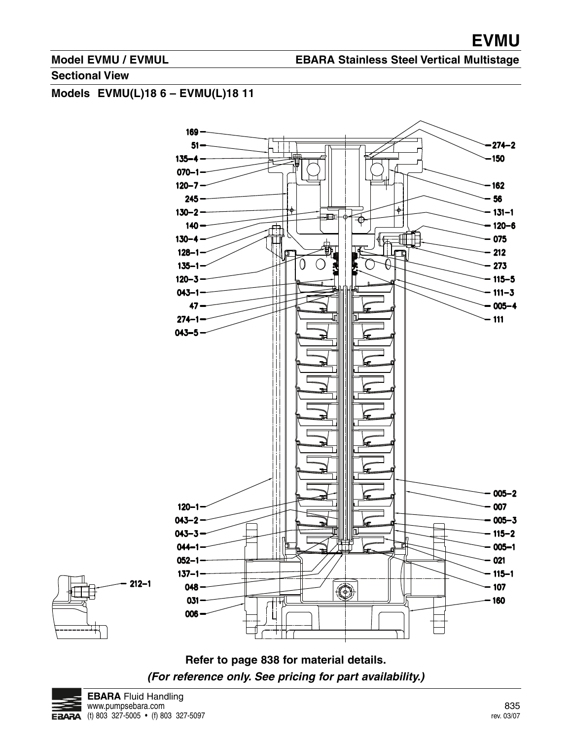## Model EVMU / EVMUL

**EBARA Stainless Steel Vertical Multistage**

### Sectional View

### Models EVMU(L)18 6 – EVMU(L)18 11

169
51
135-4
070-1
120-7
245
130-2
140
130-4
128-1
135-1
120-3
043-1
47
274-1
043-5
120-1
043-2
043-3
044-1
052-1
137-1
048
031
006
212-1

274-2
150
162
56
131-1
120-6
075
212
273
115-5
111-3
005-4
111
005-2
007
005-3
115-2
005-1
021
115-1
107
160

**Refer to page 838 for material details.**

***(For reference only. See pricing for part availability.)***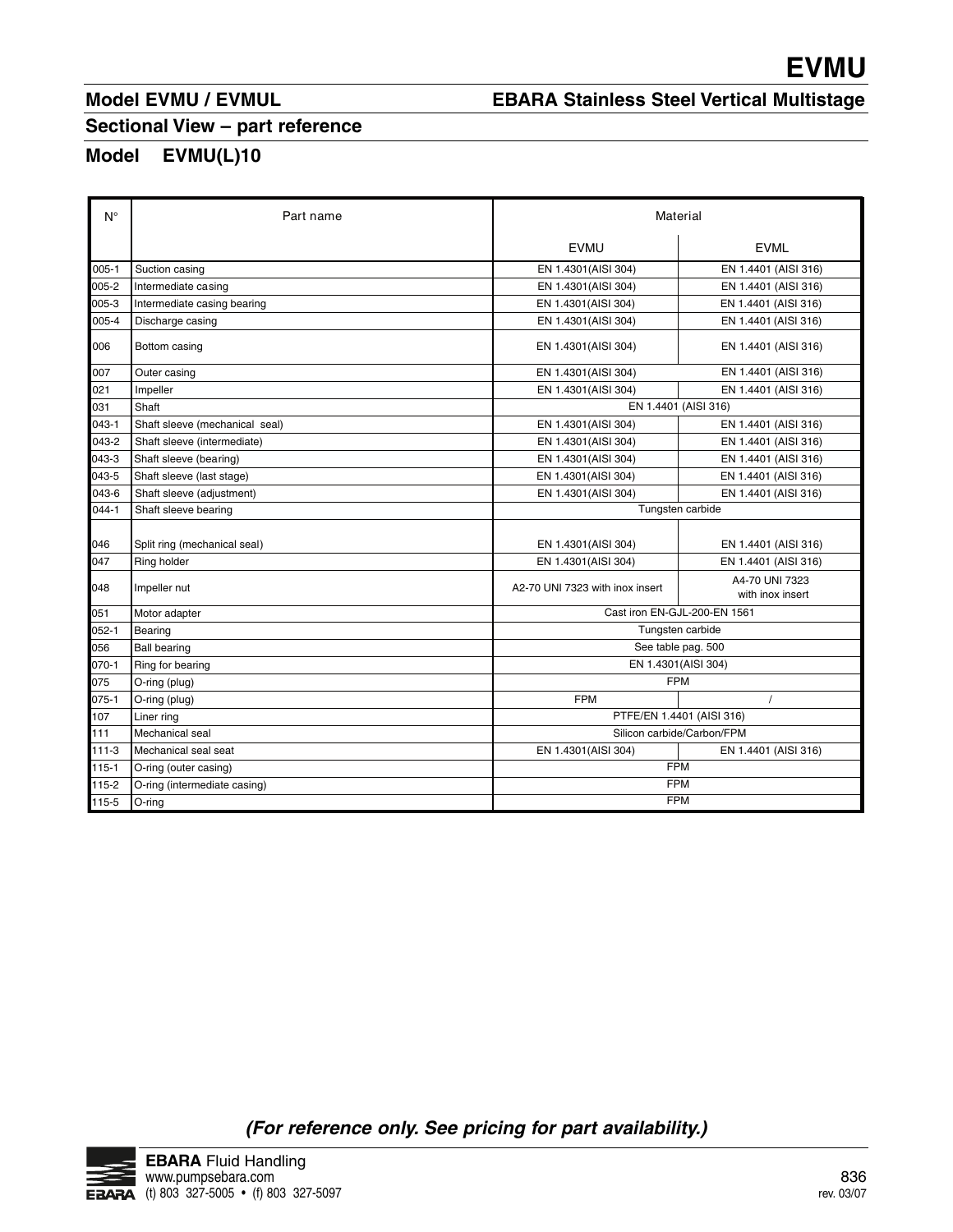# EVMU

## Model EVMU / EVMUL

## EBARA Stainless Steel Vertical Multistage

### Sectional View – part reference

### Model EVMU(L)10

| N° | Part name | Material | |
|---|---|---|---|
| | | EVMU | EVML |
| 005-1 | Suction casing | EN 1.4301(AISI 304) | EN 1.4401 (AISI 316) |
| 005-2 | Intermediate casing | EN 1.4301(AISI 304) | EN 1.4401 (AISI 316) |
| 005-3 | Intermediate casing bearing | EN 1.4301(AISI 304) | EN 1.4401 (AISI 316) |
| 005-4 | Discharge casing | EN 1.4301(AISI 304) | EN 1.4401 (AISI 316) |
| 006 | Bottom casing | EN 1.4301(AISI 304) | EN 1.4401 (AISI 316) |
| 007 | Outer casing | EN 1.4301(AISI 304) | EN 1.4401 (AISI 316) |
| 021 | Impeller | EN 1.4301(AISI 304) | EN 1.4401 (AISI 316) |
| 031 | Shaft | EN 1.4401 (AISI 316) | |
| 043-1 | Shaft sleeve (mechanical seal) | EN 1.4301(AISI 304) | EN 1.4401 (AISI 316) |
| 043-2 | Shaft sleeve (intermediate) | EN 1.4301(AISI 304) | EN 1.4401 (AISI 316) |
| 043-3 | Shaft sleeve (bearing) | EN 1.4301(AISI 304) | EN 1.4401 (AISI 316) |
| 043-5 | Shaft sleeve (last stage) | EN 1.4301(AISI 304) | EN 1.4401 (AISI 316) |
| 043-6 | Shaft sleeve (adjustment) | EN 1.4301(AISI 304) | EN 1.4401 (AISI 316) |
| 044-1 | Shaft sleeve bearing | Tungsten carbide | |
| 046 | Split ring (mechanical seal) | EN 1.4301(AISI 304) | EN 1.4401 (AISI 316) |
| 047 | Ring holder | EN 1.4301(AISI 304) | EN 1.4401 (AISI 316) |
| 048 | Impeller nut | A2-70 UNI 7323 with inox insert | A4-70 UNI 7323 with inox insert |
| 051 | Motor adapter | Cast iron EN-GJL-200-EN 1561 | |
| 052-1 | Bearing | Tungsten carbide | |
| 056 | Ball bearing | See table pag. 500 | |
| 070-1 | Ring for bearing | EN 1.4301(AISI 304) | |
| 075 | O-ring (plug) | FPM | |
| 075-1 | O-ring (plug) | FPM | / |
| 107 | Liner ring | PTFE/EN 1.4401 (AISI 316) | |
| 111 | Mechanical seal | Silicon carbide/Carbon/FPM | |
| 111-3 | Mechanical seal seat | EN 1.4301(AISI 304) | EN 1.4401 (AISI 316) |
| 115-1 | O-ring (outer casing) | FPM | |
| 115-2 | O-ring (intermediate casing) | FPM | |
| 115-5 | O-ring | FPM | |

***(For reference only. See pricing for part availability.)***

**EBARA** Fluid Handling
www.pumpsebara.com
(t) 803 327-5005 • (f) 803 327-5097

rev. 03/07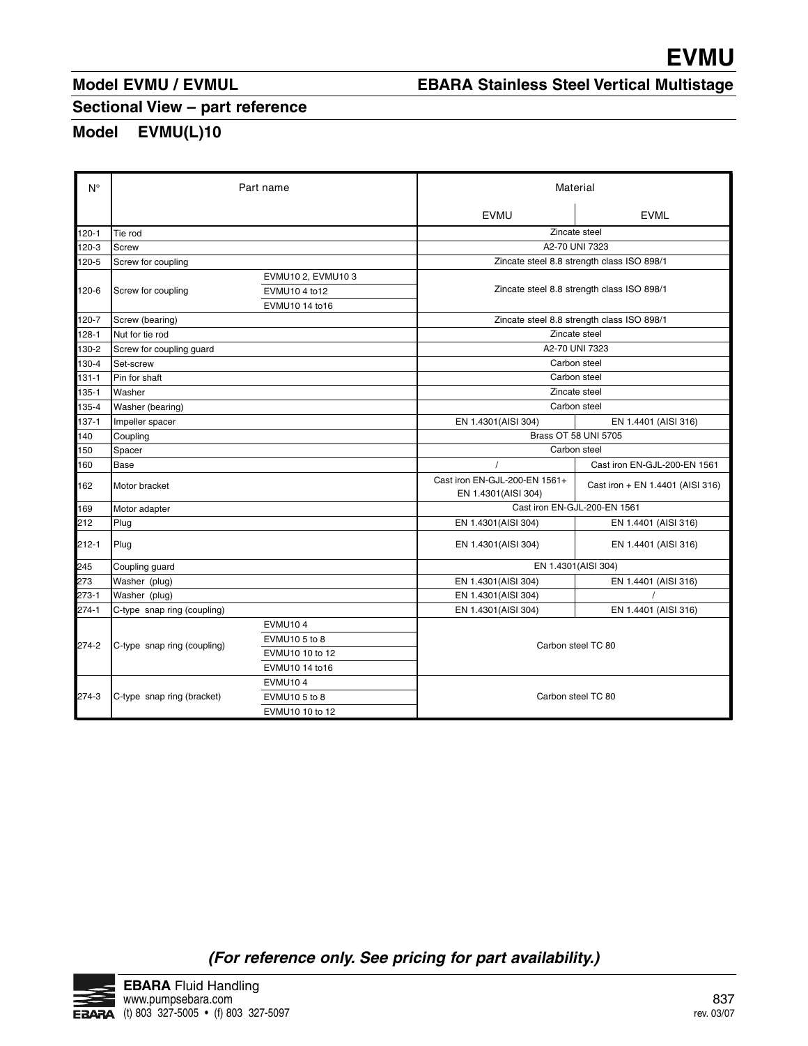# EVMU

## Model EVMU / EVMUL

## EBARA Stainless Steel Vertical Multistage

### Sectional View – part reference

### Model EVMU(L)10

| N° | Part name | | Material EVMU | Material EVML |
|---|---|---|---|---|
| 120-1 | Tie rod | | Zincate steel | |
| 120-3 | Screw | | A2-70 UNI 7323 | |
| 120-5 | Screw for coupling | | Zincate steel 8.8 strength class ISO 898/1 | |
| 120-6 | Screw for coupling | EVMU10 2, EVMU10 3 | Zincate steel 8.8 strength class ISO 898/1 | |
| | | EVMU10 4 to12 | | |
| | | EVMU10 14 to16 | | |
| 120-7 | Screw (bearing) | | Zincate steel 8.8 strength class ISO 898/1 | |
| 128-1 | Nut for tie rod | | Zincate steel | |
| 130-2 | Screw for coupling guard | | A2-70 UNI 7323 | |
| 130-4 | Set-screw | | Carbon steel | |
| 131-1 | Pin for shaft | | Carbon steel | |
| 135-1 | Washer | | Zincate steel | |
| 135-4 | Washer (bearing) | | Carbon steel | |
| 137-1 | Impeller spacer | | EN 1.4301(AISI 304) | EN 1.4401 (AISI 316) |
| 140 | Coupling | | Brass OT 58 UNI 5705 | |
| 150 | Spacer | | Carbon steel | |
| 160 | Base | | / | Cast iron EN-GJL-200-EN 1561 |
| 162 | Motor bracket | | Cast iron EN-GJL-200-EN 1561+ EN 1.4301(AISI 304) | Cast iron + EN 1.4401 (AISI 316) |
| 169 | Motor adapter | | Cast iron EN-GJL-200-EN 1561 | |
| 212 | Plug | | EN 1.4301(AISI 304) | EN 1.4401 (AISI 316) |
| 212-1 | Plug | | EN 1.4301(AISI 304) | EN 1.4401 (AISI 316) |
| 245 | Coupling guard | | EN 1.4301(AISI 304) | |
| 273 | Washer (plug) | | EN 1.4301(AISI 304) | EN 1.4401 (AISI 316) |
| 273-1 | Washer (plug) | | EN 1.4301(AISI 304) | / |
| 274-1 | C-type snap ring (coupling) | | EN 1.4301(AISI 304) | EN 1.4401 (AISI 316) |
| 274-2 | C-type snap ring (coupling) | EVMU10 4 | Carbon steel TC 80 | |
| | | EVMU10 5 to 8 | | |
| | | EVMU10 10 to 12 | | |
| | | EVMU10 14 to16 | | |
| 274-3 | C-type snap ring (bracket) | EVMU10 4 | Carbon steel TC 80 | |
| | | EVMU10 5 to 8 | | |
| | | EVMU10 10 to 12 | | |

***(For reference only. See pricing for part availability.)***

**EBARA** Fluid Handling
www.pumpsebara.com
(t) 803 327-5005 • (f) 803 327-5097

rev. 03/07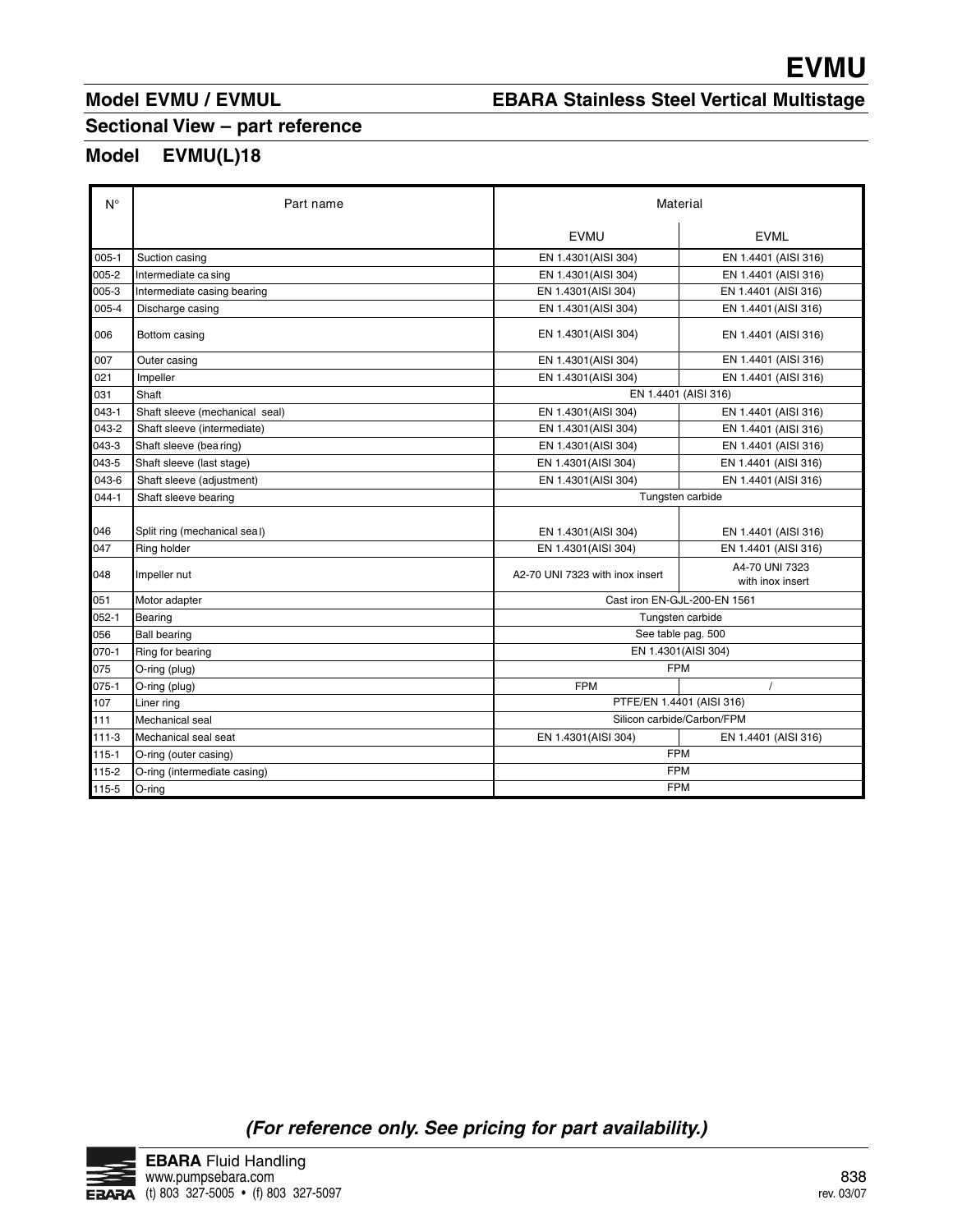# EVMU

## Model EVMU / EVMUL

## EBARA Stainless Steel Vertical Multistage

## Sectional View – part reference

## Model EVMU(L)18

| N° | Part name | Material | |
|---|---|---|---|
| | | EVMU | EVML |
| 005-1 | Suction casing | EN 1.4301(AISI 304) | EN 1.4401 (AISI 316) |
| 005-2 | Intermediate ca sing | EN 1.4301(AISI 304) | EN 1.4401 (AISI 316) |
| 005-3 | Intermediate casing bearing | EN 1.4301(AISI 304) | EN 1.4401 (AISI 316) |
| 005-4 | Discharge casing | EN 1.4301(AISI 304) | EN 1.4401 (AISI 316) |
| 006 | Bottom casing | EN 1.4301(AISI 304) | EN 1.4401 (AISI 316) |
| 007 | Outer casing | EN 1.4301(AISI 304) | EN 1.4401 (AISI 316) |
| 021 | Impeller | EN 1.4301(AISI 304) | EN 1.4401 (AISI 316) |
| 031 | Shaft | EN 1.4401 (AISI 316) | |
| 043-1 | Shaft sleeve (mechanical seal) | EN 1.4301(AISI 304) | EN 1.4401 (AISI 316) |
| 043-2 | Shaft sleeve (intermediate) | EN 1.4301(AISI 304) | EN 1.4401 (AISI 316) |
| 043-3 | Shaft sleeve (bea ring) | EN 1.4301(AISI 304) | EN 1.4401 (AISI 316) |
| 043-5 | Shaft sleeve (last stage) | EN 1.4301(AISI 304) | EN 1.4401 (AISI 316) |
| 043-6 | Shaft sleeve (adjustment) | EN 1.4301(AISI 304) | EN 1.4401 (AISI 316) |
| 044-1 | Shaft sleeve bearing | Tungsten carbide | |
| 046 | Split ring (mechanical sea l) | EN 1.4301(AISI 304) | EN 1.4401 (AISI 316) |
| 047 | Ring holder | EN 1.4301(AISI 304) | EN 1.4401 (AISI 316) |
| 048 | Impeller nut | A2-70 UNI 7323 with inox insert | A4-70 UNI 7323 with inox insert |
| 051 | Motor adapter | Cast iron EN-GJL-200-EN 1561 | |
| 052-1 | Bearing | Tungsten carbide | |
| 056 | Ball bearing | See table pag. 500 | |
| 070-1 | Ring for bearing | EN 1.4301(AISI 304) | |
| 075 | O-ring (plug) | FPM | |
| 075-1 | O-ring (plug) | FPM | / |
| 107 | Liner ring | PTFE/EN 1.4401 (AISI 316) | |
| 111 | Mechanical seal | Silicon carbide/Carbon/FPM | |
| 111-3 | Mechanical seal seat | EN 1.4301(AISI 304) | EN 1.4401 (AISI 316) |
| 115-1 | O-ring (outer casing) | FPM | |
| 115-2 | O-ring (intermediate casing) | FPM | |
| 115-5 | O-ring | FPM | |

***(For reference only. See pricing for part availability.)***

**EBARA** Fluid Handling
www.pumpsebara.com
(t) 803 327-5005 • (f) 803 327-5097

rev. 03/07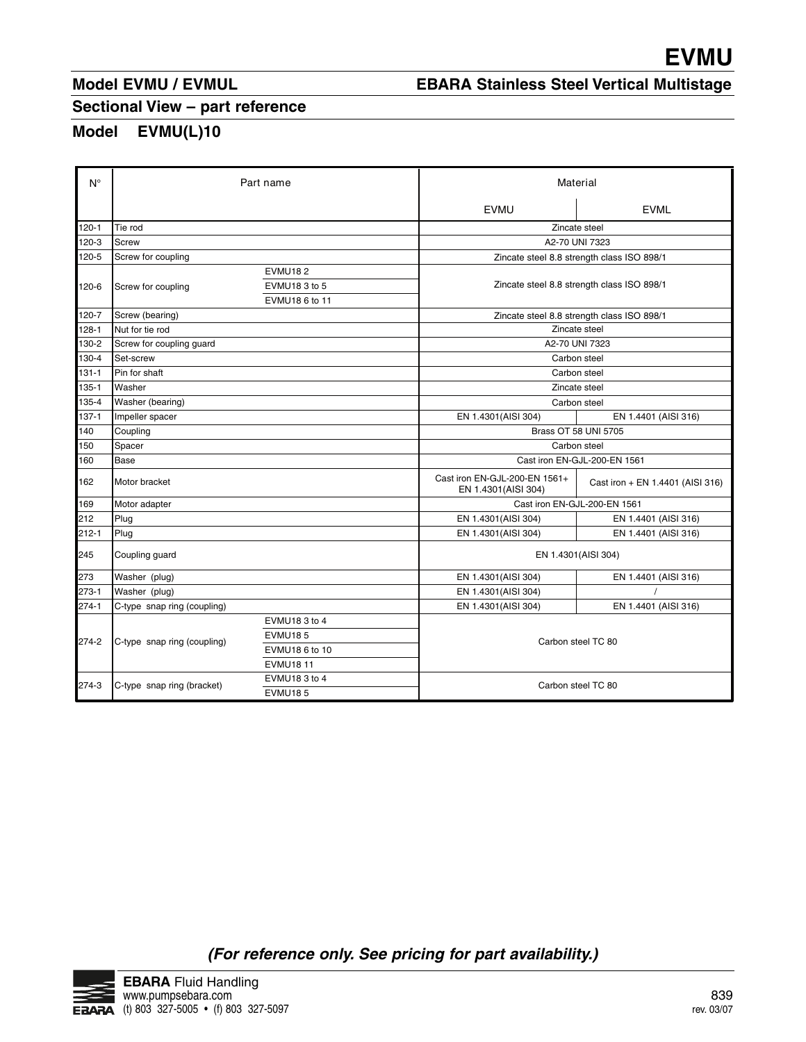# EVMU

## Model EVMU / EVMUL

## EBARA Stainless Steel Vertical Multistage

### Sectional View – part reference

### Model EVMU(L)10

| N° | Part name | | Material | |
|---|---|---|---|---|
| | | | EVMU | EVML |
| 120-1 | Tie rod | | Zincate steel | |
| 120-3 | Screw | | A2-70 UNI 7323 | |
| 120-5 | Screw for coupling | | Zincate steel 8.8 strength class ISO 898/1 | |
| 120-6 | Screw for coupling | EVMU18 2 | Zincate steel 8.8 strength class ISO 898/1 | |
| | | EVMU18 3 to 5 | | |
| | | EVMU18 6 to 11 | | |
| 120-7 | Screw (bearing) | | Zincate steel 8.8 strength class ISO 898/1 | |
| 128-1 | Nut for tie rod | | Zincate steel | |
| 130-2 | Screw for coupling guard | | A2-70 UNI 7323 | |
| 130-4 | Set-screw | | Carbon steel | |
| 131-1 | Pin for shaft | | Carbon steel | |
| 135-1 | Washer | | Zincate steel | |
| 135-4 | Washer (bearing) | | Carbon steel | |
| 137-1 | Impeller spacer | | EN 1.4301(AISI 304) | EN 1.4401 (AISI 316) |
| 140 | Coupling | | Brass OT 58 UNI 5705 | |
| 150 | Spacer | | Carbon steel | |
| 160 | Base | | Cast iron EN-GJL-200-EN 1561 | |
| 162 | Motor bracket | | Cast iron EN-GJL-200-EN 1561+ EN 1.4301(AISI 304) | Cast iron + EN 1.4401 (AISI 316) |
| 169 | Motor adapter | | Cast iron EN-GJL-200-EN 1561 | |
| 212 | Plug | | EN 1.4301(AISI 304) | EN 1.4401 (AISI 316) |
| 212-1 | Plug | | EN 1.4301(AISI 304) | EN 1.4401 (AISI 316) |
| 245 | Coupling guard | | EN 1.4301(AISI 304) | |
| 273 | Washer (plug) | | EN 1.4301(AISI 304) | EN 1.4401 (AISI 316) |
| 273-1 | Washer (plug) | | EN 1.4301(AISI 304) | / |
| 274-1 | C-type snap ring (coupling) | | EN 1.4301(AISI 304) | EN 1.4401 (AISI 316) |
| 274-2 | C-type snap ring (coupling) | EVMU18 3 to 4 | Carbon steel TC 80 | |
| | | EVMU18 5 | | |
| | | EVMU18 6 to 10 | | |
| | | EVMU18 11 | | |
| 274-3 | C-type snap ring (bracket) | EVMU18 3 to 4 | Carbon steel TC 80 | |
| | | EVMU18 5 | | |

***(For reference only. See pricing for part availability.)***

**EBARA** Fluid Handling
www.pumpsebara.com
(t) 803 327-5005 • (f) 803 327-5097

rev. 03/07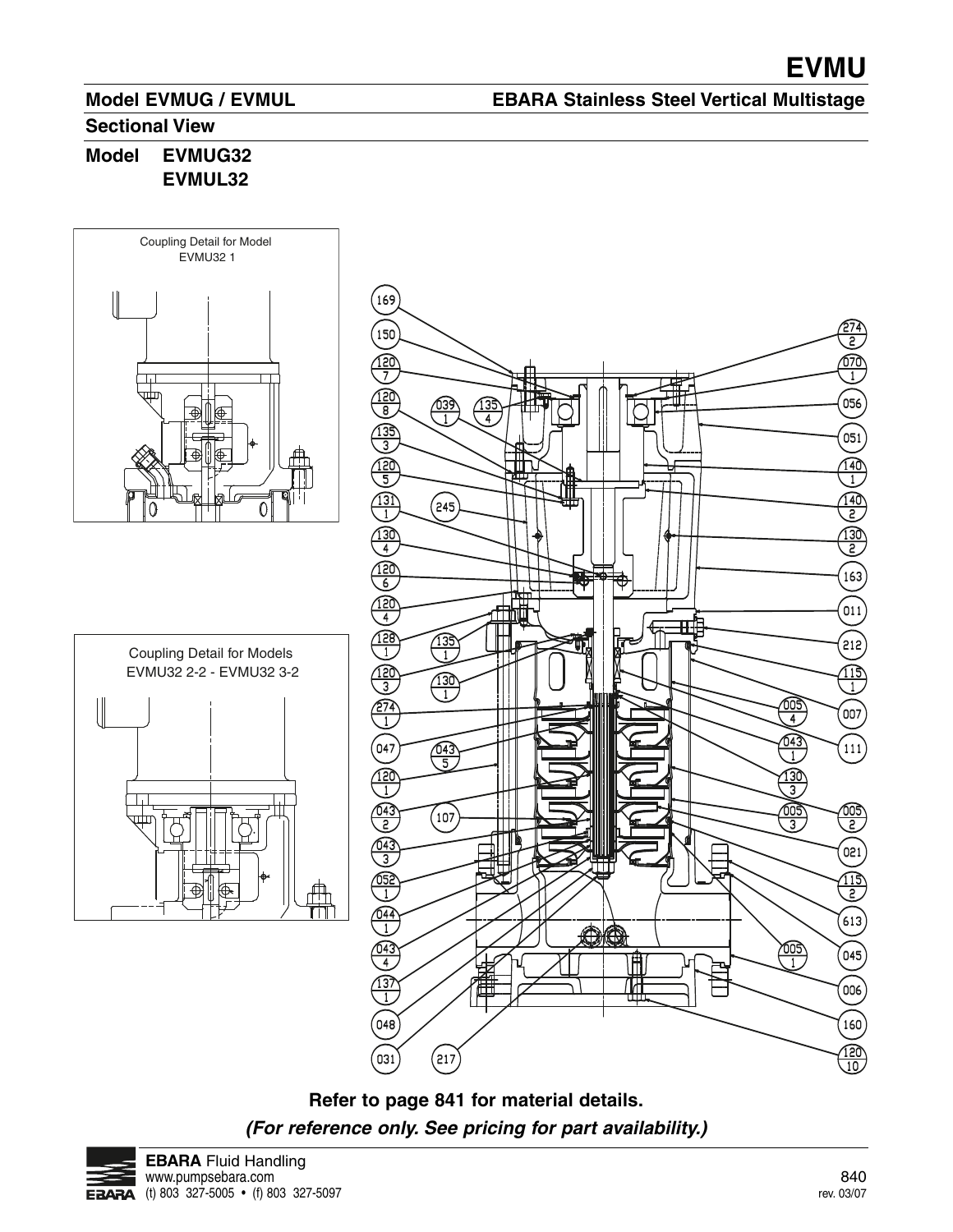# EVMU

## Model EVMUG / EVMUL

**EBARA Stainless Steel Vertical Multistage**

### Sectional View

### Model EVMUG32
### EVMUL32

Coupling Detail for Model EVMU32 1

Coupling Detail for Models EVMU32 2-2 - EVMU32 3-2

**Refer to page 841 for material details.**

***(For reference only. See pricing for part availability.)***

**EBARA** Fluid Handling
www.pumpsebara.com
(t) 803 327-5005 • (f) 803 327-5097

rev. 03/07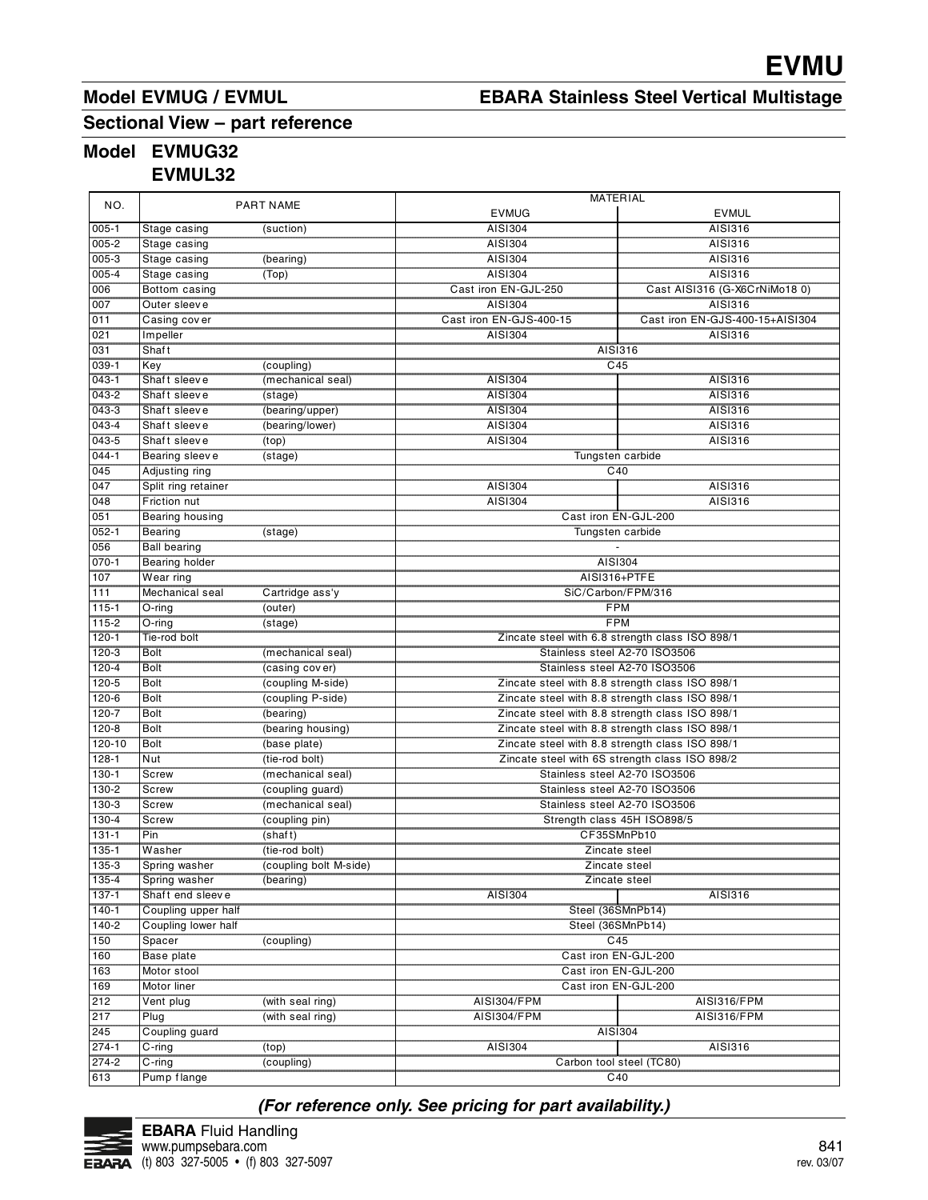# EVMU

## Model EVMUG / EVMUL

## EBARA Stainless Steel Vertical Multistage

## Sectional View – part reference

### Model EVMUG32
### EVMUL32

| NO. | PART NAME | | MATERIAL | |
|---|---|---|---|---|
| | | | EVMUG | EVMUL |
| 005-1 | Stage casing | (suction) | AISI304 | AISI316 |
| 005-2 | Stage casing | | AISI304 | AISI316 |
| 005-3 | Stage casing | (bearing) | AISI304 | AISI316 |
| 005-4 | Stage casing | (Top) | AISI304 | AISI316 |
| 006 | Bottom casing | | Cast iron EN-GJL-250 | Cast AISI316 (G-X6CrNiMo18 0) |
| 007 | Outer sleeve | | AISI304 | AISI316 |
| 011 | Casing cover | | Cast iron EN-GJS-400-15 | Cast iron EN-GJS-400-15+AISI304 |
| 021 | Impeller | | AISI304 | AISI316 |
| 031 | Shaft | | AISI316 | |
| 039-1 | Key | (coupling) | C45 | |
| 043-1 | Shaft sleeve | (mechanical seal) | AISI304 | AISI316 |
| 043-2 | Shaft sleeve | (stage) | AISI304 | AISI316 |
| 043-3 | Shaft sleeve | (bearing/upper) | AISI304 | AISI316 |
| 043-4 | Shaft sleeve | (bearing/lower) | AISI304 | AISI316 |
| 043-5 | Shaft sleeve | (top) | AISI304 | AISI316 |
| 044-1 | Bearing sleeve | (stage) | Tungsten carbide | |
| 045 | Adjusting ring | | C40 | |
| 047 | Split ring retainer | | AISI304 | AISI316 |
| 048 | Friction nut | | AISI304 | AISI316 |
| 051 | Bearing housing | | Cast iron EN-GJL-200 | |
| 052-1 | Bearing | (stage) | Tungsten carbide | |
| 056 | Ball bearing | | - | |
| 070-1 | Bearing holder | | AISI304 | |
| 107 | Wear ring | | AISI316+PTFE | |
| 111 | Mechanical seal | Cartridge ass'y | SiC/Carbon/FPM/316 | |
| 115-1 | O-ring | (outer) | FPM | |
| 115-2 | O-ring | (stage) | FPM | |
| 120-1 | Tie-rod bolt | | Zincate steel with 6.8 strength class ISO 898/1 | |
| 120-3 | Bolt | (mechanical seal) | Stainless steel A2-70 ISO3506 | |
| 120-4 | Bolt | (casing cover) | Stainless steel A2-70 ISO3506 | |
| 120-5 | Bolt | (coupling M-side) | Zincate steel with 8.8 strength class ISO 898/1 | |
| 120-6 | Bolt | (coupling P-side) | Zincate steel with 8.8 strength class ISO 898/1 | |
| 120-7 | Bolt | (bearing) | Zincate steel with 8.8 strength class ISO 898/1 | |
| 120-8 | Bolt | (bearing housing) | Zincate steel with 8.8 strength class ISO 898/1 | |
| 120-10 | Bolt | (base plate) | Zincate steel with 8.8 strength class ISO 898/1 | |
| 128-1 | Nut | (tie-rod bolt) | Zincate steel with 6S strength class ISO 898/2 | |
| 130-1 | Screw | (mechanical seal) | Stainless steel A2-70 ISO3506 | |
| 130-2 | Screw | (coupling guard) | Stainless steel A2-70 ISO3506 | |
| 130-3 | Screw | (mechanical seal) | Stainless steel A2-70 ISO3506 | |
| 130-4 | Screw | (coupling pin) | Strength class 45H ISO898/5 | |
| 131-1 | Pin | (shaft) | CF35SMnPb10 | |
| 135-1 | Washer | (tie-rod bolt) | Zincate steel | |
| 135-3 | Spring washer | (coupling bolt M-side) | Zincate steel | |
| 135-4 | Spring washer | (bearing) | Zincate steel | |
| 137-1 | Shaft end sleeve | | AISI304 | AISI316 |
| 140-1 | Coupling upper half | | Steel (36SMnPb14) | |
| 140-2 | Coupling lower half | | Steel (36SMnPb14) | |
| 150 | Spacer | (coupling) | C45 | |
| 160 | Base plate | | Cast iron EN-GJL-200 | |
| 163 | Motor stool | | Cast iron EN-GJL-200 | |
| 169 | Motor liner | | Cast iron EN-GJL-200 | |
| 212 | Vent plug | (with seal ring) | AISI304/FPM | AISI316/FPM |
| 217 | Plug | (with seal ring) | AISI304/FPM | AISI316/FPM |
| 245 | Coupling guard | | AISI304 | |
| 274-1 | C-ring | (top) | AISI304 | AISI316 |
| 274-2 | C-ring | (coupling) | Carbon tool steel (TC80) | |
| 613 | Pump flange | | C40 | |

***(For reference only. See pricing for part availability.)***

**EBARA** Fluid Handling
www.pumpsebara.com
(t) 803 327-5005 • (f) 803 327-5097

rev. 03/07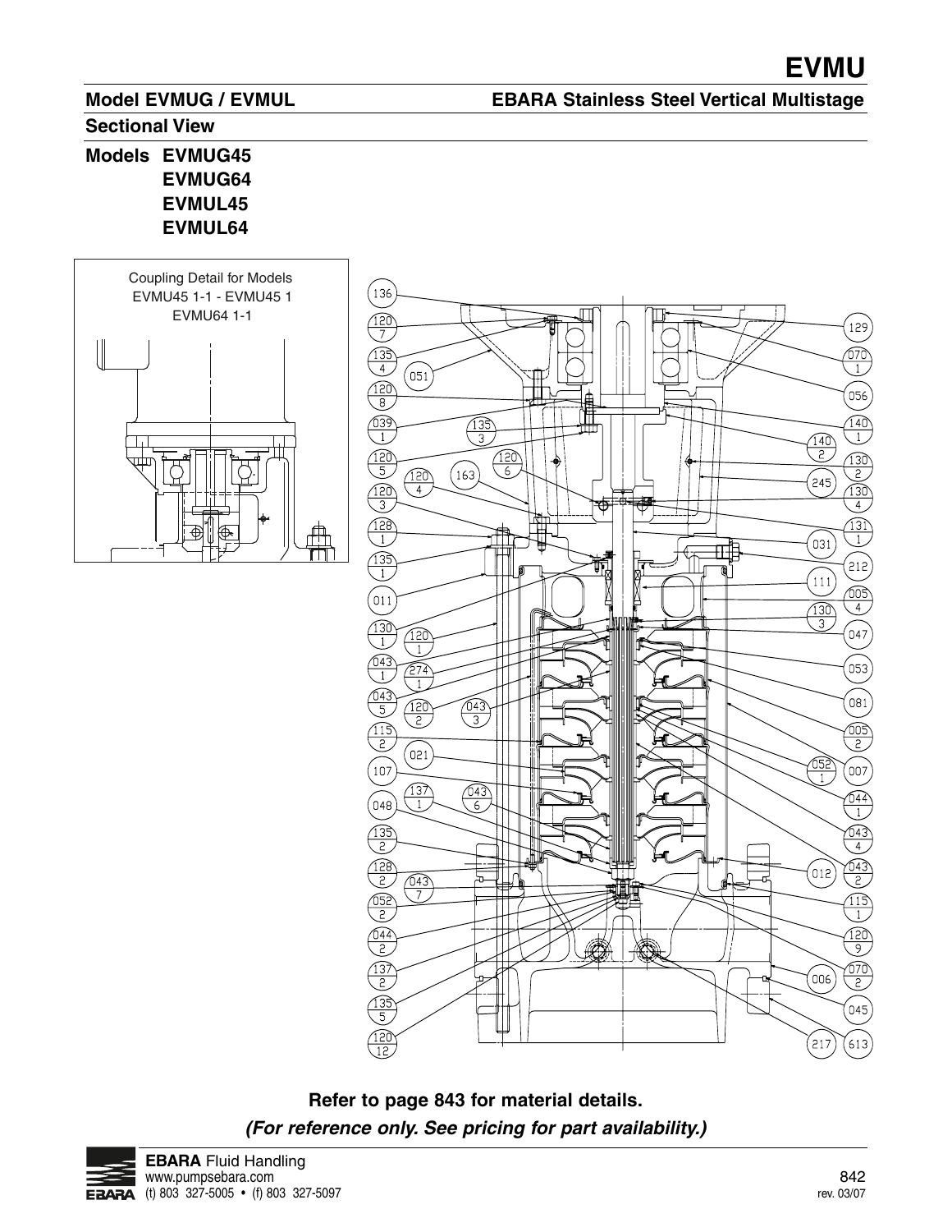# EVMU

## Model EVMUG / EVMUL

**EBARA Stainless Steel Vertical Multistage**

## Sectional View

**Models EVMUG45**
**EVMUG64**
**EVMUL45**
**EVMUL64**

Coupling Detail for Models EVMU45 1-1 - EVMU45 1 EVMU64 1-1

**Refer to page 843 for material details.**

***(For reference only. See pricing for part availability.)***

**EBARA** Fluid Handling
www.pumpsebara.com
(t) 803 327-5005 • (f) 803 327-5097

rev. 03/07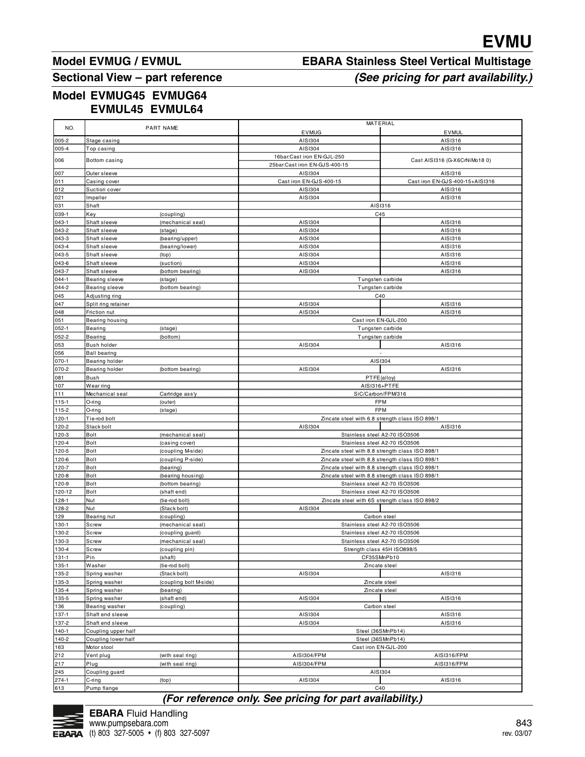# EVMU

## Model EVMUG / EVMUL

## EBARA Stainless Steel Vertical Multistage

### Sectional View – part reference

### *(See pricing for part availability.)*

### Model EVMUG45 EVMUG64 EVMUL45 EVMUL64

| NO. | PART NAME | | MATERIAL | |
|---|---|---|---|---|
| | | | EVMUG | EVMUL |
| 005-2 | Stage casing | | AISI304 | AISI316 |
| 005-4 | Top casing | | AISI304 | AISI316 |
| 006 | Bottom casing | | 16bar:Cast iron EN-GJL-250<br>25bar:Cast iron EN-GJS-400-15 | Cast AISI316 (G-X6CrNiMo18 0) |
| 007 | Outer sleeve | | AISI304 | AISI316 |
| 011 | Casing cover | | Cast iron EN-GJS-400-15 | Cast iron EN-GJS-400-15+AISI316 |
| 012 | Suction cover | | AISI304 | AISI316 |
| 021 | Impeller | | AISI304 | AISI316 |
| 031 | Shaft | | AISI316 | |
| 039-1 | Key | (coupling) | C45 | |
| 043-1 | Shaft sleeve | (mechanical seal) | AISI304 | AISI316 |
| 043-2 | Shaft sleeve | (stage) | AISI304 | AISI316 |
| 043-3 | Shaft sleeve | (bearing/upper) | AISI304 | AISI316 |
| 043-4 | Shaft sleeve | (bearing/lower) | AISI304 | AISI316 |
| 043-5 | Shaft sleeve | (top) | AISI304 | AISI316 |
| 043-6 | Shaft sleeve | (suction) | AISI304 | AISI316 |
| 043-7 | Shaft sleeve | (bottom bearing) | AISI304 | AISI316 |
| 044-1 | Bearing sleeve | (stage) | Tungsten carbide | |
| 044-2 | Bearing sleeve | (bottom bearing) | Tungsten carbide | |
| 045 | Adjusting ring | | C40 | |
| 047 | Split ring retainer | | AISI304 | AISI316 |
| 048 | Friction nut | | AISI304 | AISI316 |
| 051 | Bearing housing | | Cast iron EN-GJL-200 | |
| 052-1 | Bearing | (stage) | Tungsten carbide | |
| 052-2 | Bearing | (bottom) | Tungsten carbide | |
| 053 | Bush holder | | AISI304 | AISI316 |
| 056 | Ball bearing | | - | |
| 070-1 | Bearing holder | | AISI304 | |
| 070-2 | Bearing holder | (bottom bearing) | AISI304 | AISI316 |
| 081 | Bush | | PTFE(alloy) | |
| 107 | Wear ring | | AISI316+PTFE | |
| 111 | Mechanical seal | Cartridge ass'y | SiC/Carbon/FPM/316 | |
| 115-1 | O-ring | (outer) | FPM | |
| 115-2 | O-ring | (stage) | FPM | |
| 120-1 | Tie-rod bolt | | Zincate steel with 6.8 strength class ISO 898/1 | |
| 120-2 | Stack bolt | | AISI304 | AISI316 |
| 120-3 | Bolt | (mechanical seal) | Stainless steel A2-70 ISO3506 | |
| 120-4 | Bolt | (casing cover) | Stainless steel A2-70 ISO3506 | |
| 120-5 | Bolt | (coupling M-side) | Zincate steel with 8.8 strength class ISO 898/1 | |
| 120-6 | Bolt | (coupling P-side) | Zincate steel with 8.8 strength class ISO 898/1 | |
| 120-7 | Bolt | (bearing) | Zincate steel with 8.8 strength class ISO 898/1 | |
| 120-8 | Bolt | (bearing housing) | Zincate steel with 8.8 strength class ISO 898/1 | |
| 120-9 | Bolt | (bottom bearing) | Stainless steel A2-70 ISO3506 | |
| 120-12 | Bolt | (shaft end) | Stainless steel A2-70 ISO3506 | |
| 128-1 | Nut | (tie-rod bolt) | Zincate steel with 6S strength class ISO 898/2 | |
| 128-2 | Nut | (Stack bolt) | AISI304 | |
| 129 | Bearing nut | (coupling) | Carbon steel | |
| 130-1 | Screw | (mechanical seal) | Stainless steel A2-70 ISO3506 | |
| 130-2 | Screw | (coupling guard) | Stainless steel A2-70 ISO3506 | |
| 130-3 | Screw | (mechanical seal) | Stainless steel A2-70 ISO3506 | |
| 130-4 | Screw | (coupling pin) | Strength class 45H ISO898/5 | |
| 131-1 | Pin | (shaft) | CF35SMnPb10 | |
| 135-1 | Washer | (tie-rod bolt) | Zincate steel | |
| 135-2 | Spring washer | (Stack bolt) | AISI304 | AISI316 |
| 135-3 | Spring washer | (coupling bolt M-side) | Zincate steel | |
| 135-4 | Spring washer | (bearing) | Zincate steel | |
| 135-5 | Spring washer | (shaft end) | AISI304 | AISI316 |
| 136 | Bearing washer | (coupling) | Carbon steel | |
| 137-1 | Shaft end sleeve | | AISI304 | AISI316 |
| 137-2 | Shaft end sleeve | | AISI304 | AISI316 |
| 140-1 | Coupling upper half | | Steel (36SMnPb14) | |
| 140-2 | Coupling lower half | | Steel (36SMnPb14) | |
| 163 | Motor stool | | Cast iron EN-GJL-200 | |
| 212 | Vent plug | (with seal ring) | AISI304/FPM | AISI316/FPM |
| 217 | Plug | (with seal ring) | AISI304/FPM | AISI316/FPM |
| 245 | Coupling guard | | AISI304 | |
| 274-1 | C-ring | (top) | AISI304 | AISI316 |
| 613 | Pump flange | | C40 | |

***(For reference only. See pricing for part availability.)***

**EBARA** Fluid Handling
www.pumpsebara.com
(t) 803 327-5005 • (f) 803 327-5097

rev. 03/07